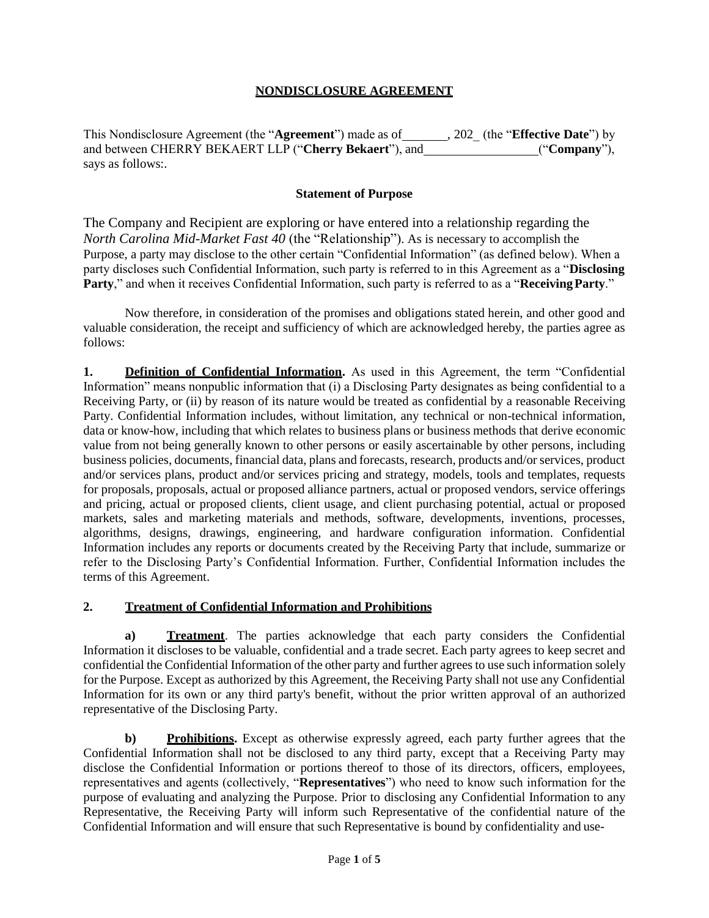# NONDISCLOSURE AGREEMENT

This Nondisclosure Agreement (the "**Agreement**") made as of _______, 202_ (the "**Effective Date**") by and between CHERRY BEKAERT LLP ("**Cherry Bekaert**"), and __________________ ("**Company**"), says as follows:.

**Statement of Purpose**

The Company and Recipient are exploring or have entered into a relationship regarding the *North Carolina Mid-Market Fast 40* (the "Relationship"). As is necessary to accomplish the Purpose, a party may disclose to the other certain "Confidential Information" (as defined below). When a party discloses such Confidential Information, such party is referred to in this Agreement as a "**Disclosing Party**," and when it receives Confidential Information, such party is referred to as a "**Receiving Party**."

Now therefore, in consideration of the promises and obligations stated herein, and other good and valuable consideration, the receipt and sufficiency of which are acknowledged hereby, the parties agree as follows:

**1. Definition of Confidential Information.** As used in this Agreement, the term "Confidential Information" means nonpublic information that (i) a Disclosing Party designates as being confidential to a Receiving Party, or (ii) by reason of its nature would be treated as confidential by a reasonable Receiving Party. Confidential Information includes, without limitation, any technical or non-technical information, data or know-how, including that which relates to business plans or business methods that derive economic value from not being generally known to other persons or easily ascertainable by other persons, including business policies, documents, financial data, plans and forecasts, research, products and/or services, product and/or services plans, product and/or services pricing and strategy, models, tools and templates, requests for proposals, proposals, actual or proposed alliance partners, actual or proposed vendors, service offerings and pricing, actual or proposed clients, client usage, and client purchasing potential, actual or proposed markets, sales and marketing materials and methods, software, developments, inventions, processes, algorithms, designs, drawings, engineering, and hardware configuration information. Confidential Information includes any reports or documents created by the Receiving Party that include, summarize or refer to the Disclosing Party's Confidential Information. Further, Confidential Information includes the terms of this Agreement.

**2. Treatment of Confidential Information and Prohibitions**

**a) Treatment**. The parties acknowledge that each party considers the Confidential Information it discloses to be valuable, confidential and a trade secret. Each party agrees to keep secret and confidential the Confidential Information of the other party and further agrees to use such information solely for the Purpose. Except as authorized by this Agreement, the Receiving Party shall not use any Confidential Information for its own or any third party's benefit, without the prior written approval of an authorized representative of the Disclosing Party.

**b) Prohibitions.** Except as otherwise expressly agreed, each party further agrees that the Confidential Information shall not be disclosed to any third party, except that a Receiving Party may disclose the Confidential Information or portions thereof to those of its directors, officers, employees, representatives and agents (collectively, "**Representatives**") who need to know such information for the purpose of evaluating and analyzing the Purpose. Prior to disclosing any Confidential Information to any Representative, the Receiving Party will inform such Representative of the confidential nature of the Confidential Information and will ensure that such Representative is bound by confidentiality and use-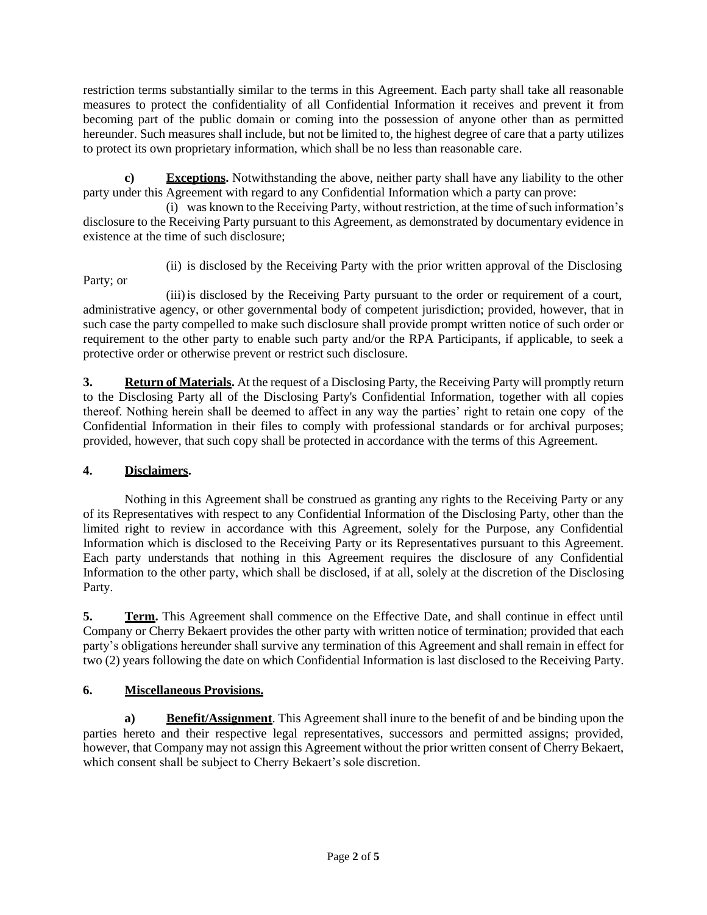restriction terms substantially similar to the terms in this Agreement. Each party shall take all reasonable measures to protect the confidentiality of all Confidential Information it receives and prevent it from becoming part of the public domain or coming into the possession of anyone other than as permitted hereunder. Such measures shall include, but not be limited to, the highest degree of care that a party utilizes to protect its own proprietary information, which shall be no less than reasonable care.

**c) Exceptions.** Notwithstanding the above, neither party shall have any liability to the other party under this Agreement with regard to any Confidential Information which a party can prove:

(i) was known to the Receiving Party, without restriction, at the time of such information's disclosure to the Receiving Party pursuant to this Agreement, as demonstrated by documentary evidence in existence at the time of such disclosure;

(ii) is disclosed by the Receiving Party with the prior written approval of the Disclosing Party; or

(iii) is disclosed by the Receiving Party pursuant to the order or requirement of a court, administrative agency, or other governmental body of competent jurisdiction; provided, however, that in such case the party compelled to make such disclosure shall provide prompt written notice of such order or requirement to the other party to enable such party and/or the RPA Participants, if applicable, to seek a protective order or otherwise prevent or restrict such disclosure.

**3. Return of Materials.** At the request of a Disclosing Party, the Receiving Party will promptly return to the Disclosing Party all of the Disclosing Party's Confidential Information, together with all copies thereof. Nothing herein shall be deemed to affect in any way the parties' right to retain one copy of the Confidential Information in their files to comply with professional standards or for archival purposes; provided, however, that such copy shall be protected in accordance with the terms of this Agreement.

## 4. Disclaimers.

Nothing in this Agreement shall be construed as granting any rights to the Receiving Party or any of its Representatives with respect to any Confidential Information of the Disclosing Party, other than the limited right to review in accordance with this Agreement, solely for the Purpose, any Confidential Information which is disclosed to the Receiving Party or its Representatives pursuant to this Agreement. Each party understands that nothing in this Agreement requires the disclosure of any Confidential Information to the other party, which shall be disclosed, if at all, solely at the discretion of the Disclosing Party.

**5. Term.** This Agreement shall commence on the Effective Date, and shall continue in effect until Company or Cherry Bekaert provides the other party with written notice of termination; provided that each party's obligations hereunder shall survive any termination of this Agreement and shall remain in effect for two (2) years following the date on which Confidential Information is last disclosed to the Receiving Party.

## 6. Miscellaneous Provisions.

**a) Benefit/Assignment**. This Agreement shall inure to the benefit of and be binding upon the parties hereto and their respective legal representatives, successors and permitted assigns; provided, however, that Company may not assign this Agreement without the prior written consent of Cherry Bekaert, which consent shall be subject to Cherry Bekaert's sole discretion.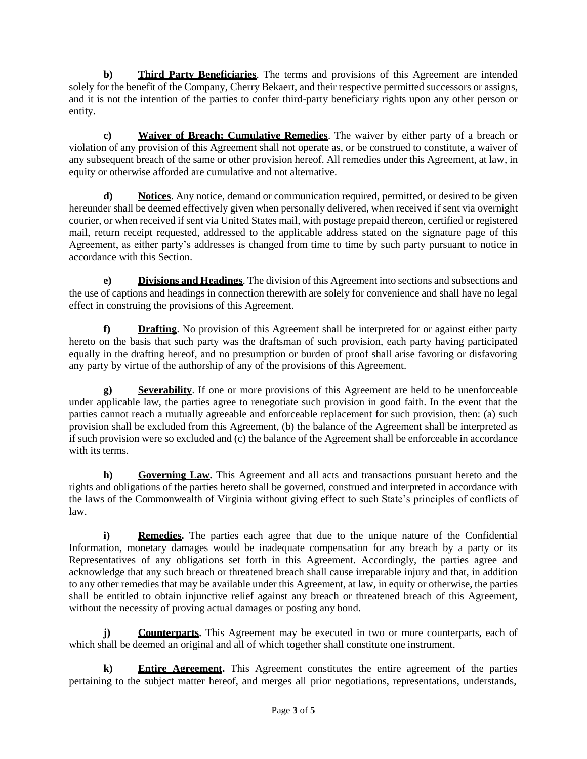**b)** **Third Party Beneficiaries**. The terms and provisions of this Agreement are intended solely for the benefit of the Company, Cherry Bekaert, and their respective permitted successors or assigns, and it is not the intention of the parties to confer third-party beneficiary rights upon any other person or entity.

**c)** **Waiver of Breach; Cumulative Remedies**. The waiver by either party of a breach or violation of any provision of this Agreement shall not operate as, or be construed to constitute, a waiver of any subsequent breach of the same or other provision hereof. All remedies under this Agreement, at law, in equity or otherwise afforded are cumulative and not alternative.

**d)** **Notices**. Any notice, demand or communication required, permitted, or desired to be given hereunder shall be deemed effectively given when personally delivered, when received if sent via overnight courier, or when received if sent via United States mail, with postage prepaid thereon, certified or registered mail, return receipt requested, addressed to the applicable address stated on the signature page of this Agreement, as either party's addresses is changed from time to time by such party pursuant to notice in accordance with this Section.

**e)** **Divisions and Headings**. The division of this Agreement into sections and subsections and the use of captions and headings in connection therewith are solely for convenience and shall have no legal effect in construing the provisions of this Agreement.

**f)** **Drafting**. No provision of this Agreement shall be interpreted for or against either party hereto on the basis that such party was the draftsman of such provision, each party having participated equally in the drafting hereof, and no presumption or burden of proof shall arise favoring or disfavoring any party by virtue of the authorship of any of the provisions of this Agreement.

**g)** **Severability**. If one or more provisions of this Agreement are held to be unenforceable under applicable law, the parties agree to renegotiate such provision in good faith. In the event that the parties cannot reach a mutually agreeable and enforceable replacement for such provision, then: (a) such provision shall be excluded from this Agreement, (b) the balance of the Agreement shall be interpreted as if such provision were so excluded and (c) the balance of the Agreement shall be enforceable in accordance with its terms.

**h)** **Governing Law.** This Agreement and all acts and transactions pursuant hereto and the rights and obligations of the parties hereto shall be governed, construed and interpreted in accordance with the laws of the Commonwealth of Virginia without giving effect to such State's principles of conflicts of law.

**i)** **Remedies.** The parties each agree that due to the unique nature of the Confidential Information, monetary damages would be inadequate compensation for any breach by a party or its Representatives of any obligations set forth in this Agreement. Accordingly, the parties agree and acknowledge that any such breach or threatened breach shall cause irreparable injury and that, in addition to any other remedies that may be available under this Agreement, at law, in equity or otherwise, the parties shall be entitled to obtain injunctive relief against any breach or threatened breach of this Agreement, without the necessity of proving actual damages or posting any bond.

**j)** **Counterparts.** This Agreement may be executed in two or more counterparts, each of which shall be deemed an original and all of which together shall constitute one instrument.

**k)** **Entire Agreement.** This Agreement constitutes the entire agreement of the parties pertaining to the subject matter hereof, and merges all prior negotiations, representations, understands,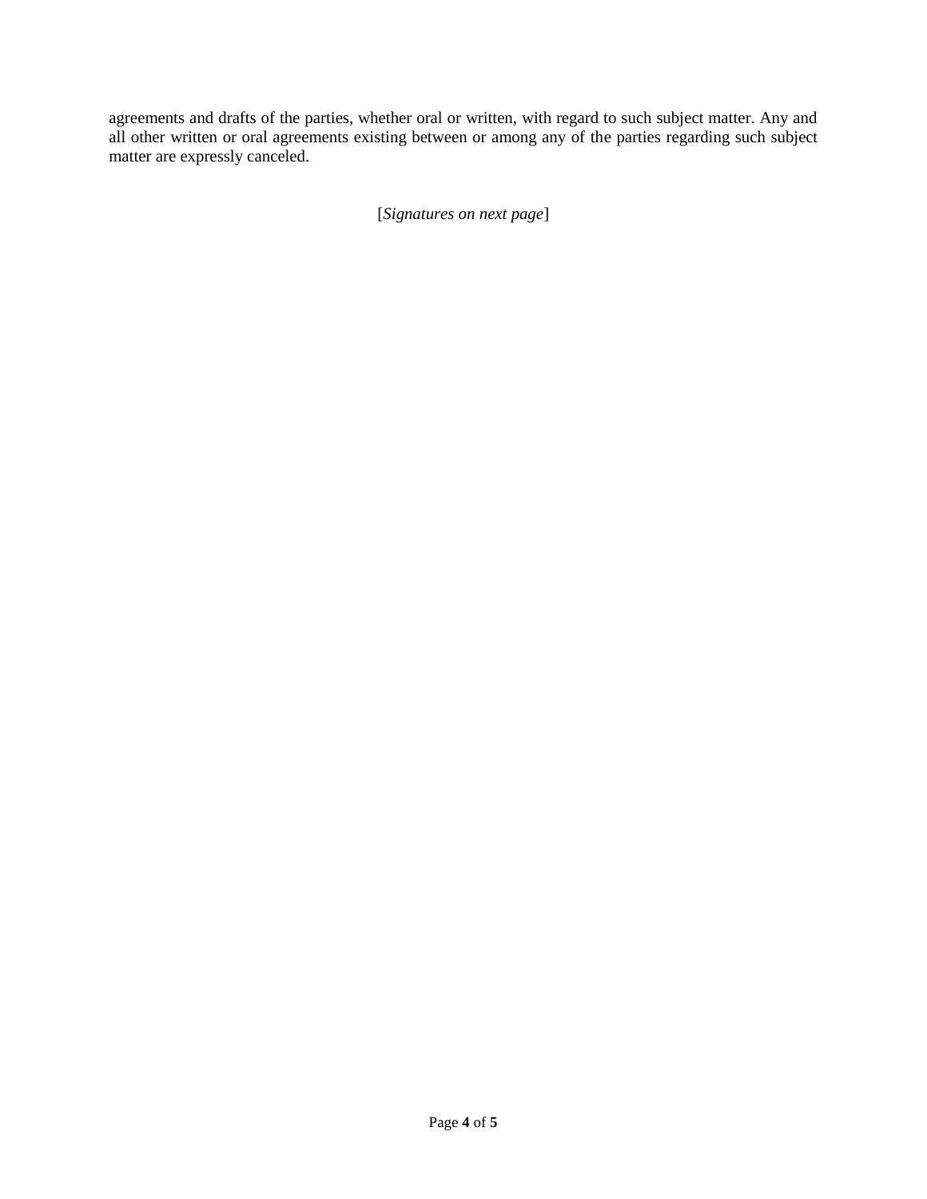agreements and drafts of the parties, whether oral or written, with regard to such subject matter. Any and all other written or oral agreements existing between or among any of the parties regarding such subject matter are expressly canceled.

[*Signatures on next page*]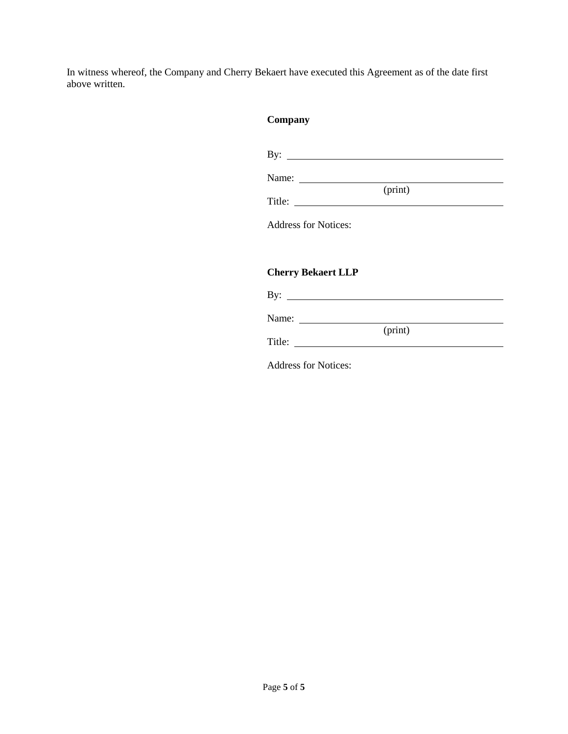In witness whereof, the Company and Cherry Bekaert have executed this Agreement as of the date first above written.

**Company**

By: ____________________________________________

Name: __________________________________________
(print)

Title: ___________________________________________

Address for Notices:

**Cherry Bekaert LLP**

By: ____________________________________________

Name: __________________________________________
(print)

Title: ___________________________________________

Address for Notices: